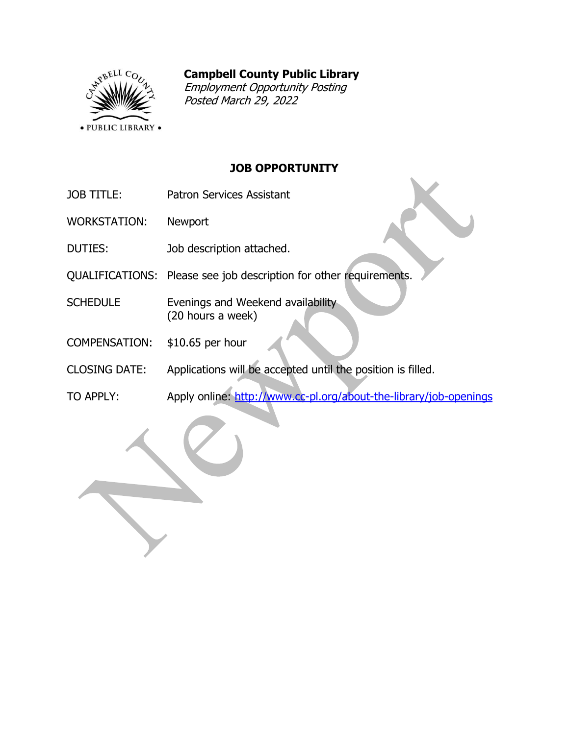**Campbell County Public Library**
*Employment Opportunity Posting*
*Posted March 29, 2022*

## JOB OPPORTUNITY

| | |
|---|---|
| JOB TITLE: | Patron Services Assistant |
| WORKSTATION: | Newport |
| DUTIES: | Job description attached. |
| QUALIFICATIONS: | Please see job description for other requirements. |
| SCHEDULE | Evenings and Weekend availability (20 hours a week) |
| COMPENSATION: | $10.65 per hour |
| CLOSING DATE: | Applications will be accepted until the position is filled. |
| TO APPLY: | Apply online: [http://www.cc-pl.org/about-the-library/job-openings](http://www.cc-pl.org/about-the-library/job-openings) |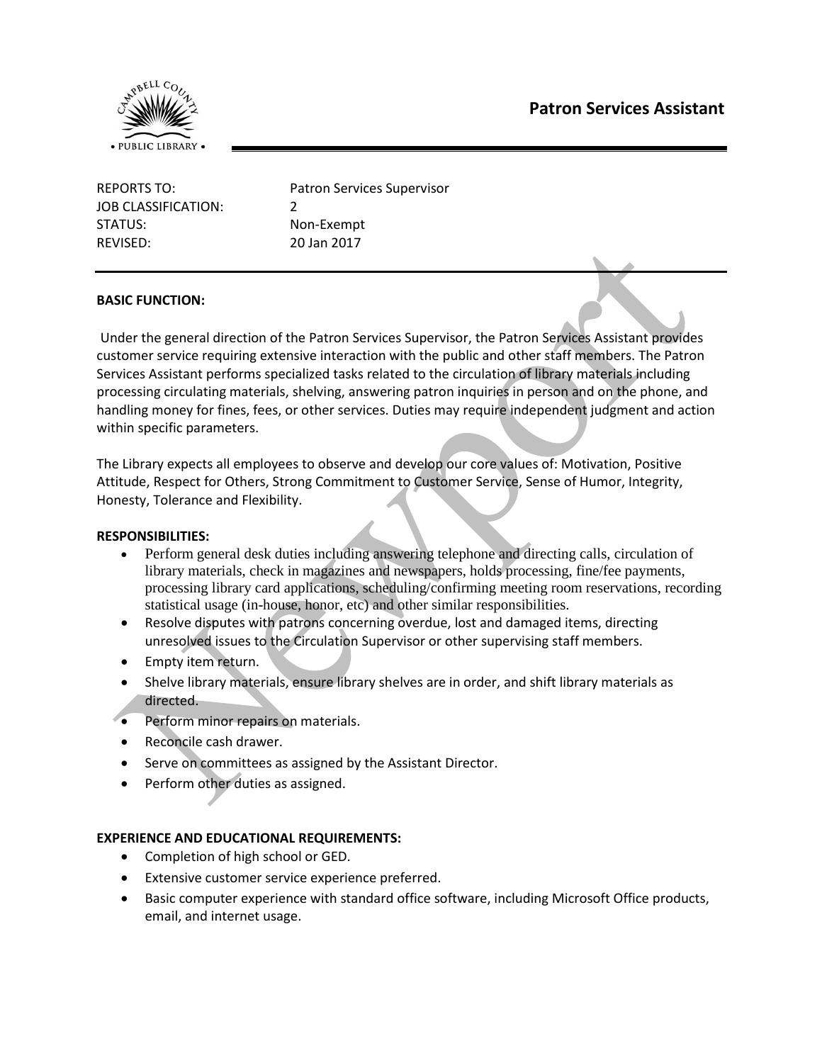# Patron Services Assistant

| | |
|---|---|
| REPORTS TO: | Patron Services Supervisor |
| JOB CLASSIFICATION: | 2 |
| STATUS: | Non-Exempt |
| REVISED: | 20 Jan 2017 |

**BASIC FUNCTION:**

Under the general direction of the Patron Services Supervisor, the Patron Services Assistant provides customer service requiring extensive interaction with the public and other staff members. The Patron Services Assistant performs specialized tasks related to the circulation of library materials including processing circulating materials, shelving, answering patron inquiries in person and on the phone, and handling money for fines, fees, or other services. Duties may require independent judgment and action within specific parameters.

The Library expects all employees to observe and develop our core values of: Motivation, Positive Attitude, Respect for Others, Strong Commitment to Customer Service, Sense of Humor, Integrity, Honesty, Tolerance and Flexibility.

**RESPONSIBILITIES:**

- Perform general desk duties including answering telephone and directing calls, circulation of library materials, check in magazines and newspapers, holds processing, fine/fee payments, processing library card applications, scheduling/confirming meeting room reservations, recording statistical usage (in-house, honor, etc) and other similar responsibilities.
- Resolve disputes with patrons concerning overdue, lost and damaged items, directing unresolved issues to the Circulation Supervisor or other supervising staff members.
- Empty item return.
- Shelve library materials, ensure library shelves are in order, and shift library materials as directed.
- Perform minor repairs on materials.
- Reconcile cash drawer.
- Serve on committees as assigned by the Assistant Director.
- Perform other duties as assigned.

**EXPERIENCE AND EDUCATIONAL REQUIREMENTS:**

- Completion of high school or GED.
- Extensive customer service experience preferred.
- Basic computer experience with standard office software, including Microsoft Office products, email, and internet usage.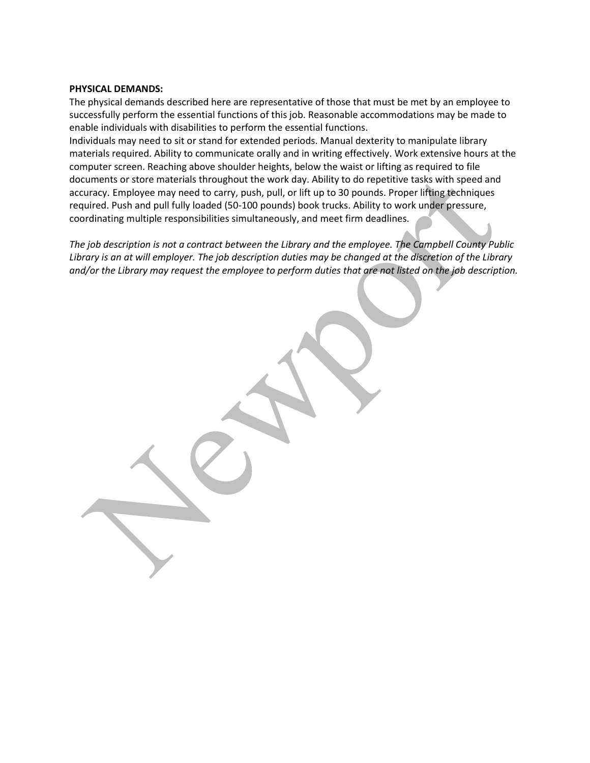**PHYSICAL DEMANDS:**

The physical demands described here are representative of those that must be met by an employee to successfully perform the essential functions of this job. Reasonable accommodations may be made to enable individuals with disabilities to perform the essential functions.

Individuals may need to sit or stand for extended periods. Manual dexterity to manipulate library materials required. Ability to communicate orally and in writing effectively. Work extensive hours at the computer screen. Reaching above shoulder heights, below the waist or lifting as required to file documents or store materials throughout the work day. Ability to do repetitive tasks with speed and accuracy. Employee may need to carry, push, pull, or lift up to 30 pounds. Proper lifting techniques required. Push and pull fully loaded (50-100 pounds) book trucks. Ability to work under pressure, coordinating multiple responsibilities simultaneously, and meet firm deadlines.

*The job description is not a contract between the Library and the employee. The Campbell County Public Library is an at will employer. The job description duties may be changed at the discretion of the Library and/or the Library may request the employee to perform duties that are not listed on the job description.*